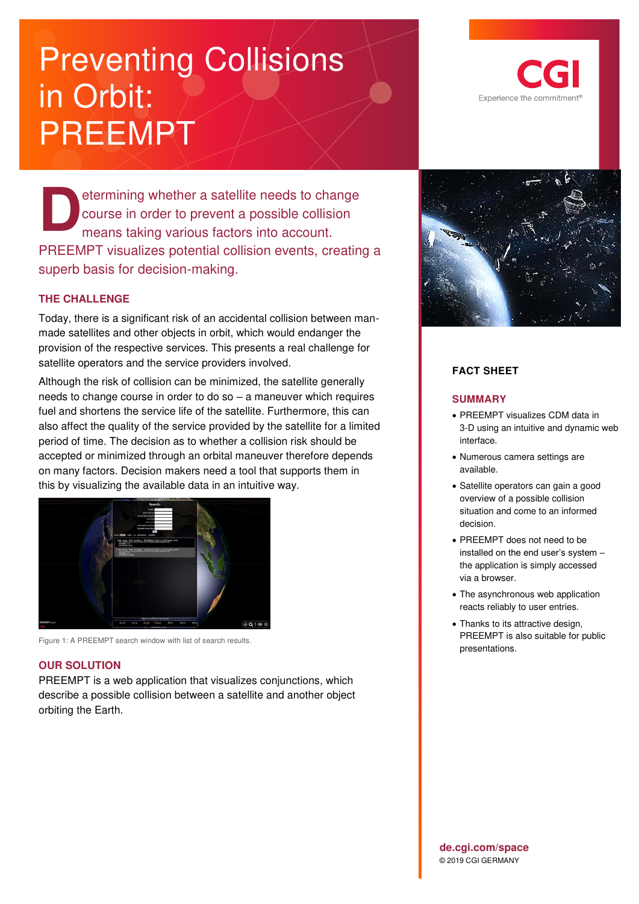# Preventing Collisions in Orbit: PREEMPT

CGI
Experience the commitment®

Determining whether a satellite needs to change course in order to prevent a possible collision means taking various factors into account. PREEMPT visualizes potential collision events, creating a superb basis for decision-making.

## THE CHALLENGE

Today, there is a significant risk of an accidental collision between man-made satellites and other objects in orbit, which would endanger the provision of the respective services. This presents a real challenge for satellite operators and the service providers involved.

Although the risk of collision can be minimized, the satellite generally needs to change course in order to do so – a maneuver which requires fuel and shortens the service life of the satellite. Furthermore, this can also affect the quality of the service provided by the satellite for a limited period of time. The decision as to whether a collision risk should be accepted or minimized through an orbital maneuver therefore depends on many factors. Decision makers need a tool that supports them in this by visualizing the available data in an intuitive way.

Figure 1: A PREEMPT search window with list of search results.

## OUR SOLUTION

PREEMPT is a web application that visualizes conjunctions, which describe a possible collision between a satellite and another object orbiting the Earth.

## FACT SHEET

## SUMMARY

- PREEMPT visualizes CDM data in 3-D using an intuitive and dynamic web interface.
- Numerous camera settings are available.
- Satellite operators can gain a good overview of a possible collision situation and come to an informed decision.
- PREEMPT does not need to be installed on the end user's system – the application is simply accessed via a browser.
- The asynchronous web application reacts reliably to user entries.
- Thanks to its attractive design, PREEMPT is also suitable for public presentations.

**de.cgi.com/space**
© 2019 CGI GERMANY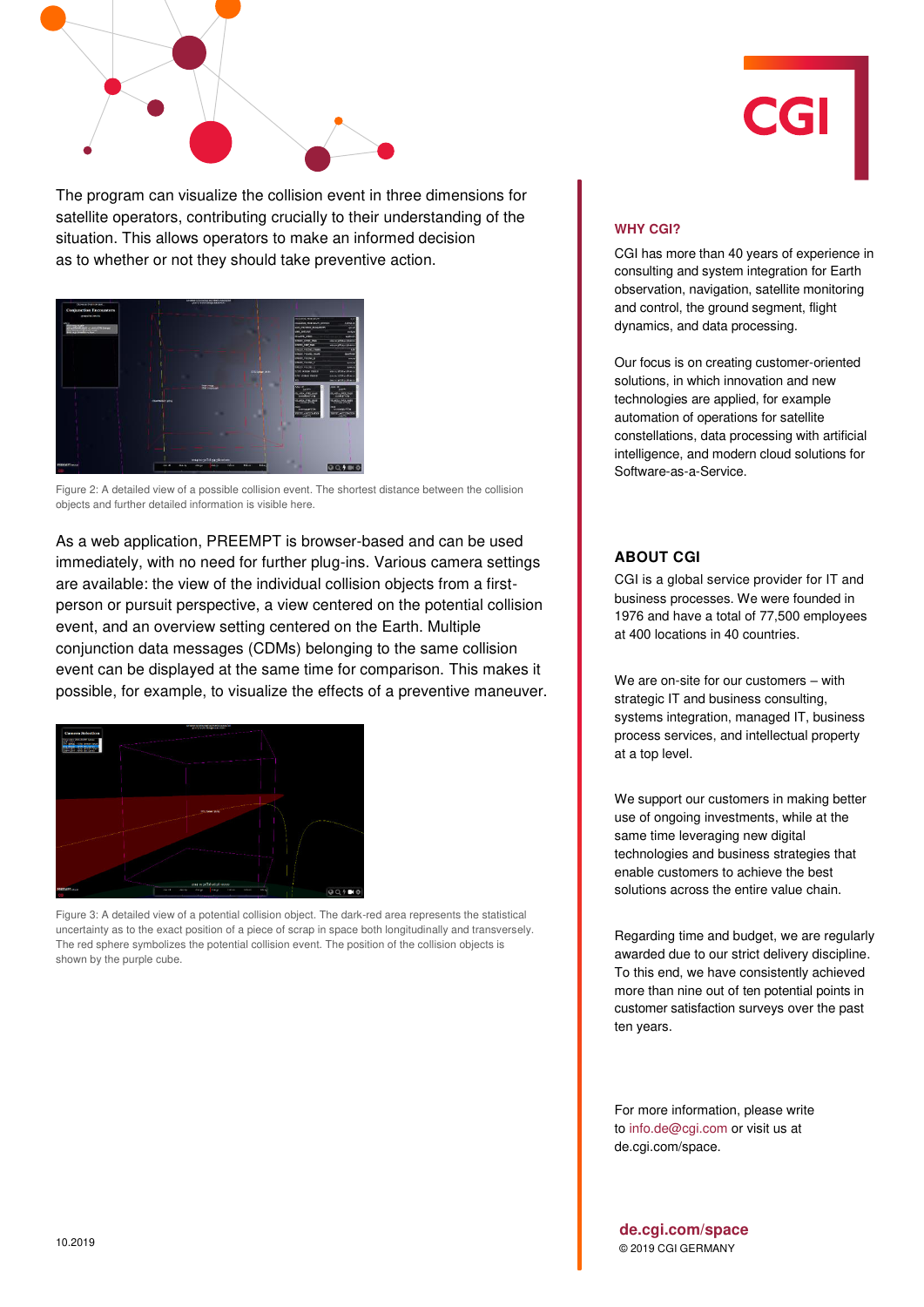The program can visualize the collision event in three dimensions for satellite operators, contributing crucially to their understanding of the situation. This allows operators to make an informed decision as to whether or not they should take preventive action.

Figure 2: A detailed view of a possible collision event. The shortest distance between the collision objects and further detailed information is visible here.

As a web application, PREEMPT is browser-based and can be used immediately, with no need for further plug-ins. Various camera settings are available: the view of the individual collision objects from a first-person or pursuit perspective, a view centered on the potential collision event, and an overview setting centered on the Earth. Multiple conjunction data messages (CDMs) belonging to the same collision event can be displayed at the same time for comparison. This makes it possible, for example, to visualize the effects of a preventive maneuver.

Figure 3: A detailed view of a potential collision object. The dark-red area represents the statistical uncertainty as to the exact position of a piece of scrap in space both longitudinally and transversely. The red sphere symbolizes the potential collision event. The position of the collision objects is shown by the purple cube.

10.2019

## WHY CGI?

CGI has more than 40 years of experience in consulting and system integration for Earth observation, navigation, satellite monitoring and control, the ground segment, flight dynamics, and data processing.

Our focus is on creating customer-oriented solutions, in which innovation and new technologies are applied, for example automation of operations for satellite constellations, data processing with artificial intelligence, and modern cloud solutions for Software-as-a-Service.

## ABOUT CGI

CGI is a global service provider for IT and business processes. We were founded in 1976 and have a total of 77,500 employees at 400 locations in 40 countries.

We are on-site for our customers – with strategic IT and business consulting, systems integration, managed IT, business process services, and intellectual property at a top level.

We support our customers in making better use of ongoing investments, while at the same time leveraging new digital technologies and business strategies that enable customers to achieve the best solutions across the entire value chain.

Regarding time and budget, we are regularly awarded due to our strict delivery discipline. To this end, we have consistently achieved more than nine out of ten potential points in customer satisfaction surveys over the past ten years.

For more information, please write to info.de@cgi.com or visit us at de.cgi.com/space.

**de.cgi.com/space**

© 2019 CGI GERMANY